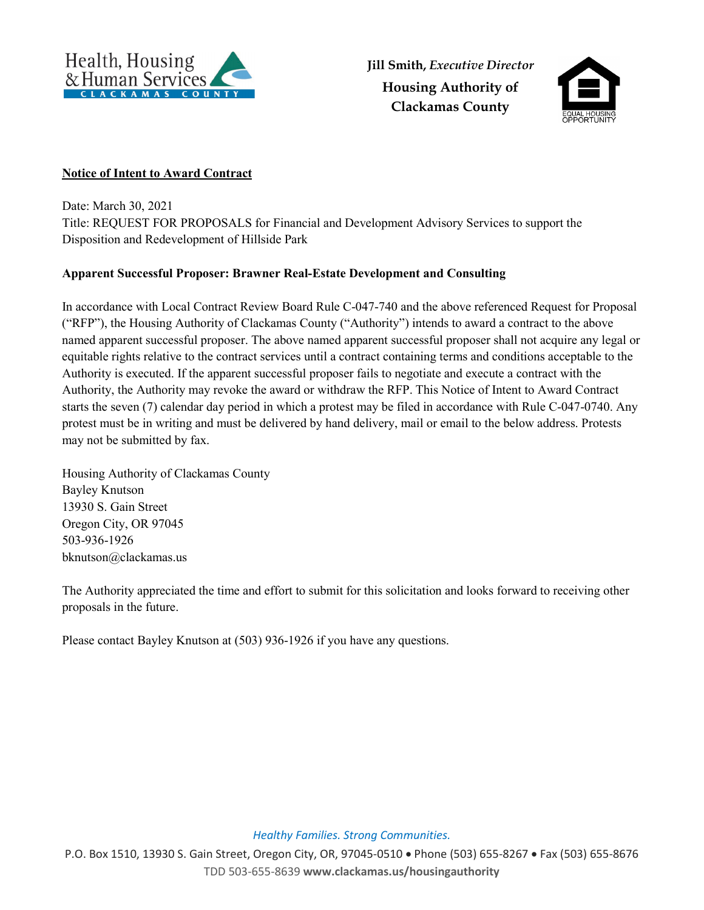Health, Housing & Human Services
CLACKAMAS COUNTY

**Jill Smith,** ***Executive Director***
**Housing Authority of Clackamas County**

EQUAL HOUSING OPPORTUNITY

**Notice of Intent to Award Contract**

Date: March 30, 2021
Title: REQUEST FOR PROPOSALS for Financial and Development Advisory Services to support the Disposition and Redevelopment of Hillside Park

**Apparent Successful Proposer: Brawner Real-Estate Development and Consulting**

In accordance with Local Contract Review Board Rule C-047-740 and the above referenced Request for Proposal ("RFP"), the Housing Authority of Clackamas County ("Authority") intends to award a contract to the above named apparent successful proposer. The above named apparent successful proposer shall not acquire any legal or equitable rights relative to the contract services until a contract containing terms and conditions acceptable to the Authority is executed. If the apparent successful proposer fails to negotiate and execute a contract with the Authority, the Authority may revoke the award or withdraw the RFP. This Notice of Intent to Award Contract starts the seven (7) calendar day period in which a protest may be filed in accordance with Rule C-047-0740. Any protest must be in writing and must be delivered by hand delivery, mail or email to the below address. Protests may not be submitted by fax.

Housing Authority of Clackamas County
Bayley Knutson
13930 S. Gain Street
Oregon City, OR 97045
503-936-1926
bknutson@clackamas.us

The Authority appreciated the time and effort to submit for this solicitation and looks forward to receiving other proposals in the future.

Please contact Bayley Knutson at (503) 936-1926 if you have any questions.

*Healthy Families. Strong Communities.*

P.O. Box 1510, 13930 S. Gain Street, Oregon City, OR, 97045-0510 • Phone (503) 655-8267 • Fax (503) 655-8676
TDD 503-655-8639 **www.clackamas.us/housingauthority**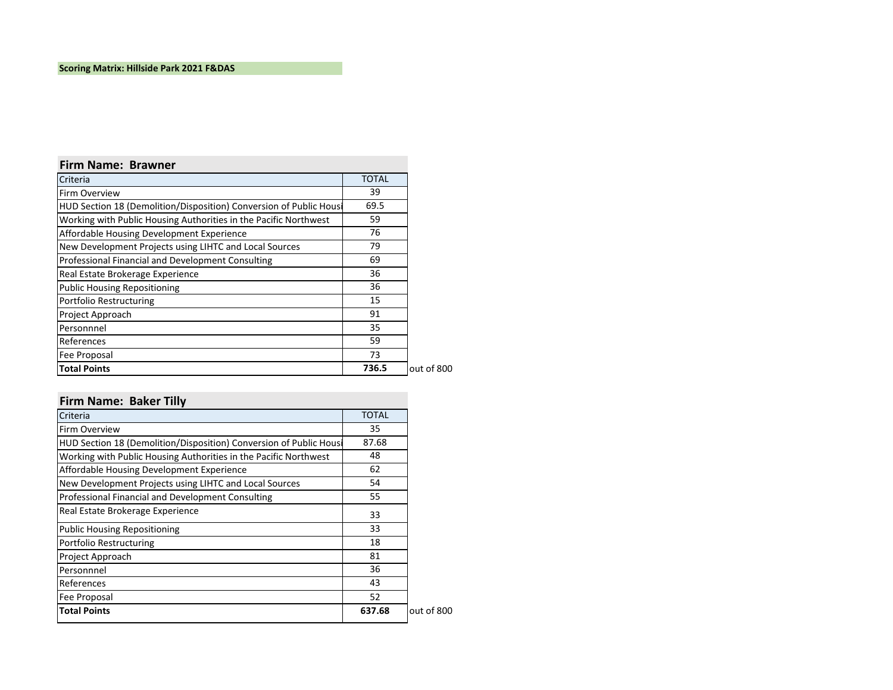**Scoring Matrix: Hillside Park 2021 F&DAS**

## Firm Name: Brawner

| Criteria | TOTAL | |
|---|---|---|
| Firm Overview | 39 | |
| HUD Section 18 (Demolition/Disposition) Conversion of Public Housi | 69.5 | |
| Working with Public Housing Authorities in the Pacific Northwest | 59 | |
| Affordable Housing Development Experience | 76 | |
| New Development Projects using LIHTC and Local Sources | 79 | |
| Professional Financial and Development Consulting | 69 | |
| Real Estate Brokerage Experience | 36 | |
| Public Housing Repositioning | 36 | |
| Portfolio Restructuring | 15 | |
| Project Approach | 91 | |
| Personnnel | 35 | |
| References | 59 | |
| Fee Proposal | 73 | |
| **Total Points** | **736.5** | out of 800 |

## Firm Name: Baker Tilly

| Criteria | TOTAL | |
|---|---|---|
| Firm Overview | 35 | |
| HUD Section 18 (Demolition/Disposition) Conversion of Public Housi | 87.68 | |
| Working with Public Housing Authorities in the Pacific Northwest | 48 | |
| Affordable Housing Development Experience | 62 | |
| New Development Projects using LIHTC and Local Sources | 54 | |
| Professional Financial and Development Consulting | 55 | |
| Real Estate Brokerage Experience | 33 | |
| Public Housing Repositioning | 33 | |
| Portfolio Restructuring | 18 | |
| Project Approach | 81 | |
| Personnnel | 36 | |
| References | 43 | |
| Fee Proposal | 52 | |
| **Total Points** | **637.68** | out of 800 |